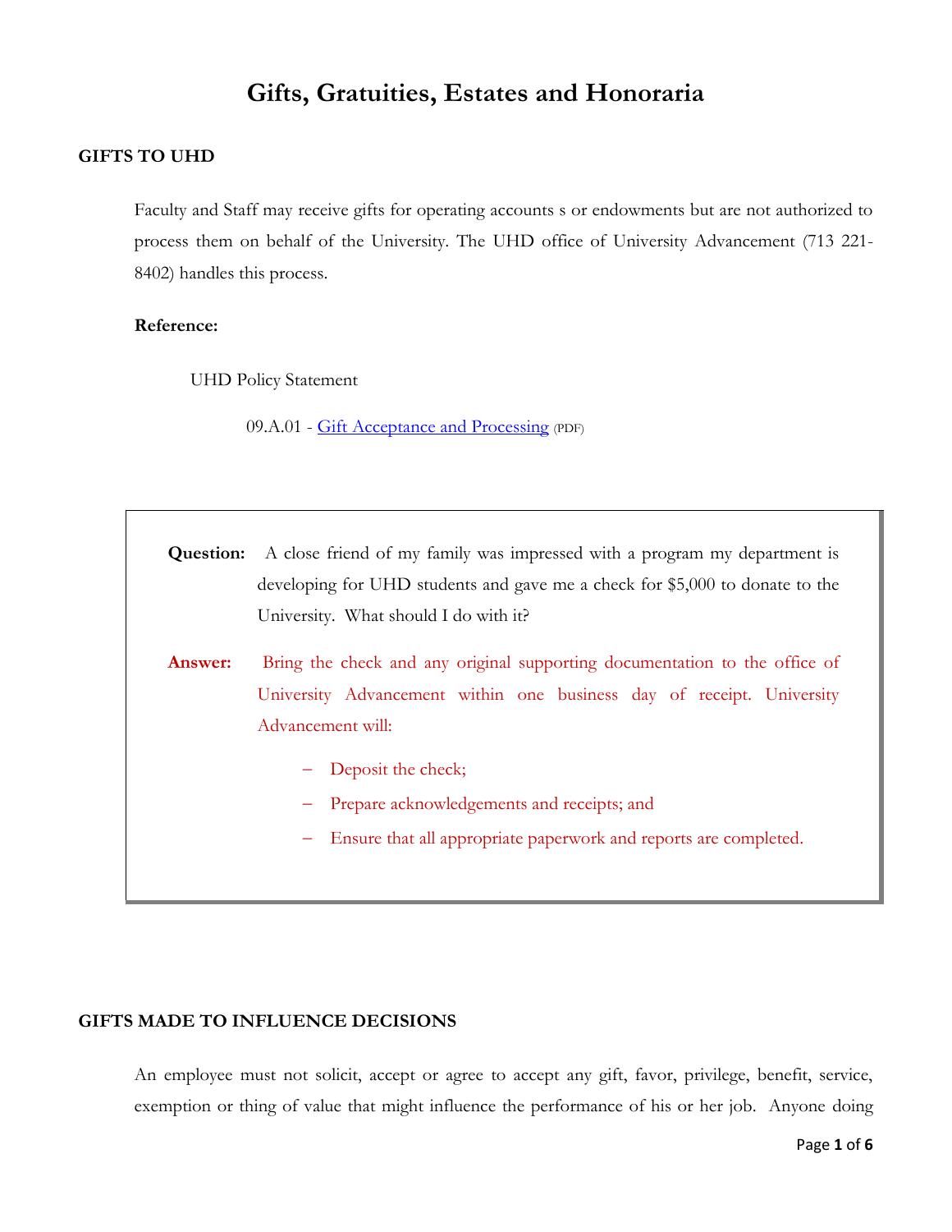# Gifts, Gratuities, Estates and Honoraria

## GIFTS TO UHD

Faculty and Staff may receive gifts for operating accounts s or endowments but are not authorized to process them on behalf of the University. The UHD office of University Advancement (713 221-8402) handles this process.

**Reference:**

UHD Policy Statement

09.A.01 - [Gift Acceptance and Processing](#) (PDF)

> **Question:** A close friend of my family was impressed with a program my department is developing for UHD students and gave me a check for $5,000 to donate to the University. What should I do with it?
>
> **Answer:** Bring the check and any original supporting documentation to the office of University Advancement within one business day of receipt. University Advancement will:
>
> - Deposit the check;
> - Prepare acknowledgements and receipts; and
> - Ensure that all appropriate paperwork and reports are completed.

## GIFTS MADE TO INFLUENCE DECISIONS

An employee must not solicit, accept or agree to accept any gift, favor, privilege, benefit, service, exemption or thing of value that might influence the performance of his or her job. Anyone doing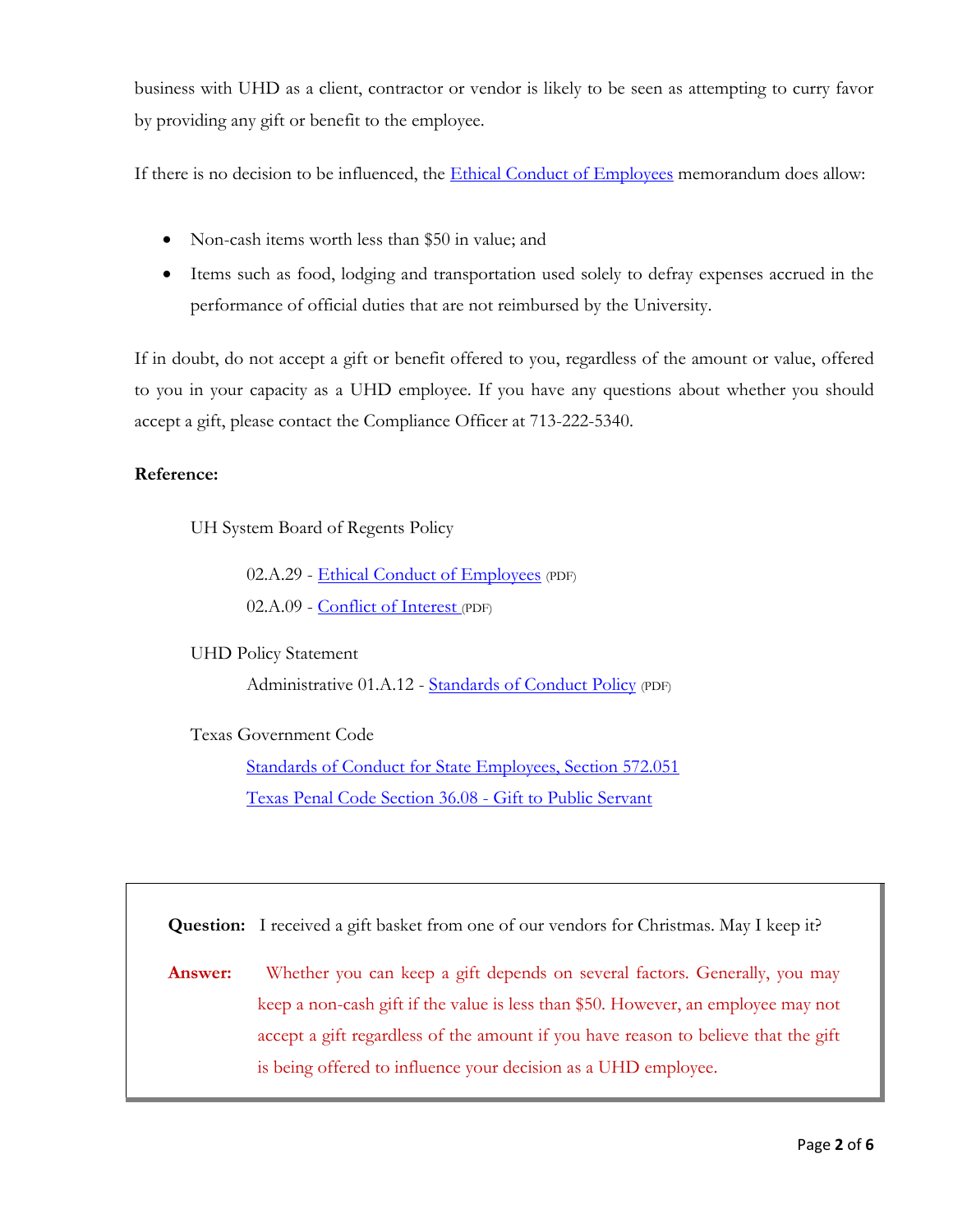business with UHD as a client, contractor or vendor is likely to be seen as attempting to curry favor by providing any gift or benefit to the employee.

If there is no decision to be influenced, the Ethical Conduct of Employees memorandum does allow:

- Non-cash items worth less than $50 in value; and
- Items such as food, lodging and transportation used solely to defray expenses accrued in the performance of official duties that are not reimbursed by the University.

If in doubt, do not accept a gift or benefit offered to you, regardless of the amount or value, offered to you in your capacity as a UHD employee. If you have any questions about whether you should accept a gift, please contact the Compliance Officer at 713-222-5340.

**Reference:**

UH System Board of Regents Policy

02.A.29 - Ethical Conduct of Employees (PDF)

02.A.09 - Conflict of Interest (PDF)

UHD Policy Statement

Administrative 01.A.12 - Standards of Conduct Policy (PDF)

Texas Government Code

Standards of Conduct for State Employees, Section 572.051

Texas Penal Code Section 36.08 - Gift to Public Servant

**Question:** I received a gift basket from one of our vendors for Christmas. May I keep it?

**Answer:** Whether you can keep a gift depends on several factors. Generally, you may keep a non-cash gift if the value is less than $50. However, an employee may not accept a gift regardless of the amount if you have reason to believe that the gift is being offered to influence your decision as a UHD employee.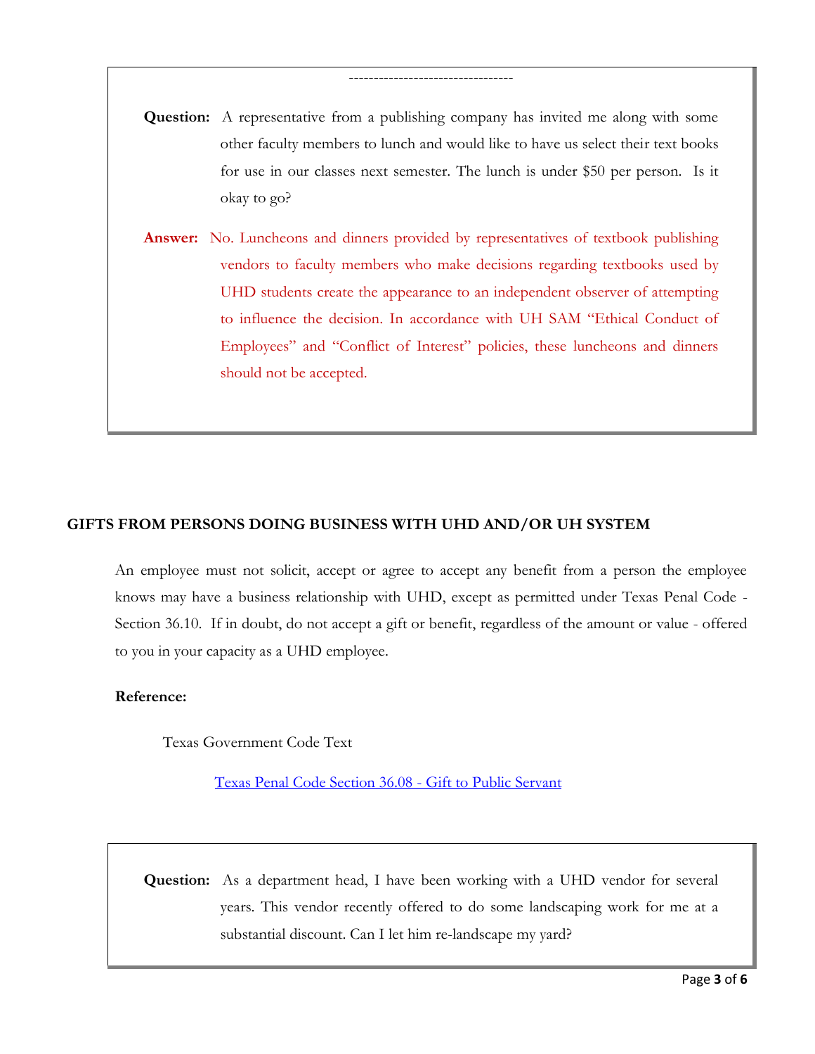---------------------------------

**Question:** A representative from a publishing company has invited me along with some other faculty members to lunch and would like to have us select their text books for use in our classes next semester. The lunch is under $50 per person. Is it okay to go?

**Answer:** No. Luncheons and dinners provided by representatives of textbook publishing vendors to faculty members who make decisions regarding textbooks used by UHD students create the appearance to an independent observer of attempting to influence the decision. In accordance with UH SAM "Ethical Conduct of Employees" and "Conflict of Interest" policies, these luncheons and dinners should not be accepted.

## GIFTS FROM PERSONS DOING BUSINESS WITH UHD AND/OR UH SYSTEM

An employee must not solicit, accept or agree to accept any benefit from a person the employee knows may have a business relationship with UHD, except as permitted under Texas Penal Code - Section 36.10. If in doubt, do not accept a gift or benefit, regardless of the amount or value - offered to you in your capacity as a UHD employee.

**Reference:**

Texas Government Code Text

Texas Penal Code Section 36.08 - Gift to Public Servant

**Question:** As a department head, I have been working with a UHD vendor for several years. This vendor recently offered to do some landscaping work for me at a substantial discount. Can I let him re-landscape my yard?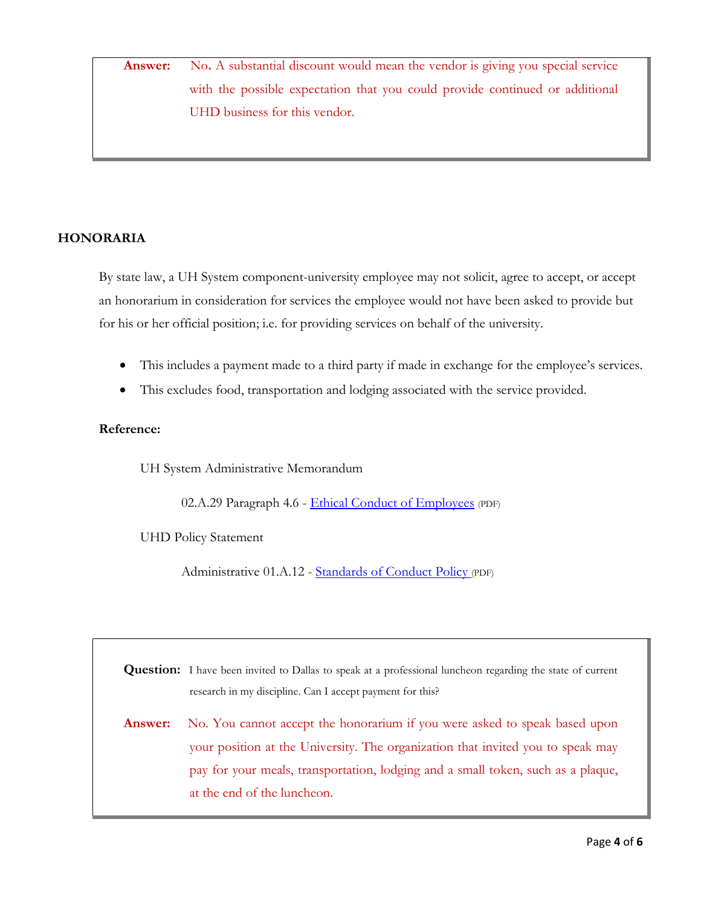**Answer:** No. A substantial discount would mean the vendor is giving you special service with the possible expectation that you could provide continued or additional UHD business for this vendor.

## HONORARIA

By state law, a UH System component-university employee may not solicit, agree to accept, or accept an honorarium in consideration for services the employee would not have been asked to provide but for his or her official position; i.e. for providing services on behalf of the university.

- This includes a payment made to a third party if made in exchange for the employee's services.
- This excludes food, transportation and lodging associated with the service provided.

**Reference:**

UH System Administrative Memorandum

02.A.29 Paragraph 4.6 - Ethical Conduct of Employees (PDF)

UHD Policy Statement

Administrative 01.A.12 - Standards of Conduct Policy (PDF)

**Question:** I have been invited to Dallas to speak at a professional luncheon regarding the state of current research in my discipline. Can I accept payment for this?

**Answer:** No. You cannot accept the honorarium if you were asked to speak based upon your position at the University. The organization that invited you to speak may pay for your meals, transportation, lodging and a small token, such as a plaque, at the end of the luncheon.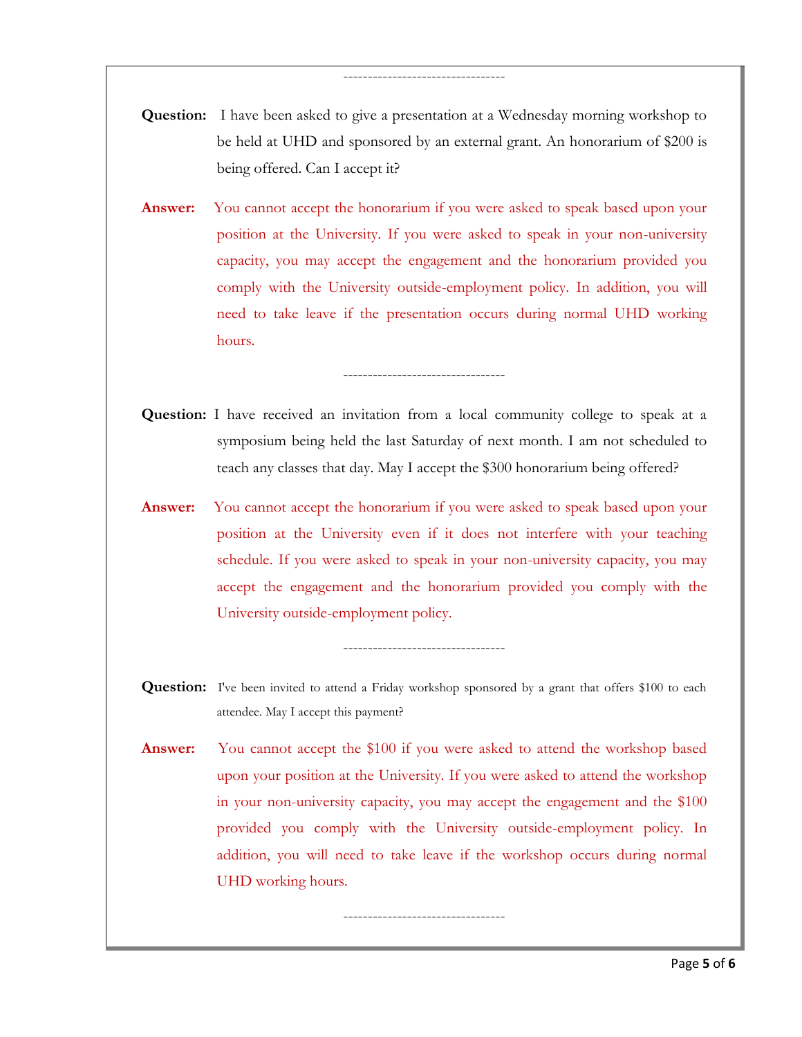---------------------------------

**Question:** I have been asked to give a presentation at a Wednesday morning workshop to be held at UHD and sponsored by an external grant. An honorarium of $200 is being offered. Can I accept it?

**Answer:** You cannot accept the honorarium if you were asked to speak based upon your position at the University. If you were asked to speak in your non-university capacity, you may accept the engagement and the honorarium provided you comply with the University outside-employment policy. In addition, you will need to take leave if the presentation occurs during normal UHD working hours.

---------------------------------

**Question:** I have received an invitation from a local community college to speak at a symposium being held the last Saturday of next month. I am not scheduled to teach any classes that day. May I accept the $300 honorarium being offered?

**Answer:** You cannot accept the honorarium if you were asked to speak based upon your position at the University even if it does not interfere with your teaching schedule. If you were asked to speak in your non-university capacity, you may accept the engagement and the honorarium provided you comply with the University outside-employment policy.

---------------------------------

**Question:** I've been invited to attend a Friday workshop sponsored by a grant that offers $100 to each attendee. May I accept this payment?

**Answer:** You cannot accept the $100 if you were asked to attend the workshop based upon your position at the University. If you were asked to attend the workshop in your non-university capacity, you may accept the engagement and the $100 provided you comply with the University outside-employment policy. In addition, you will need to take leave if the workshop occurs during normal UHD working hours.

---------------------------------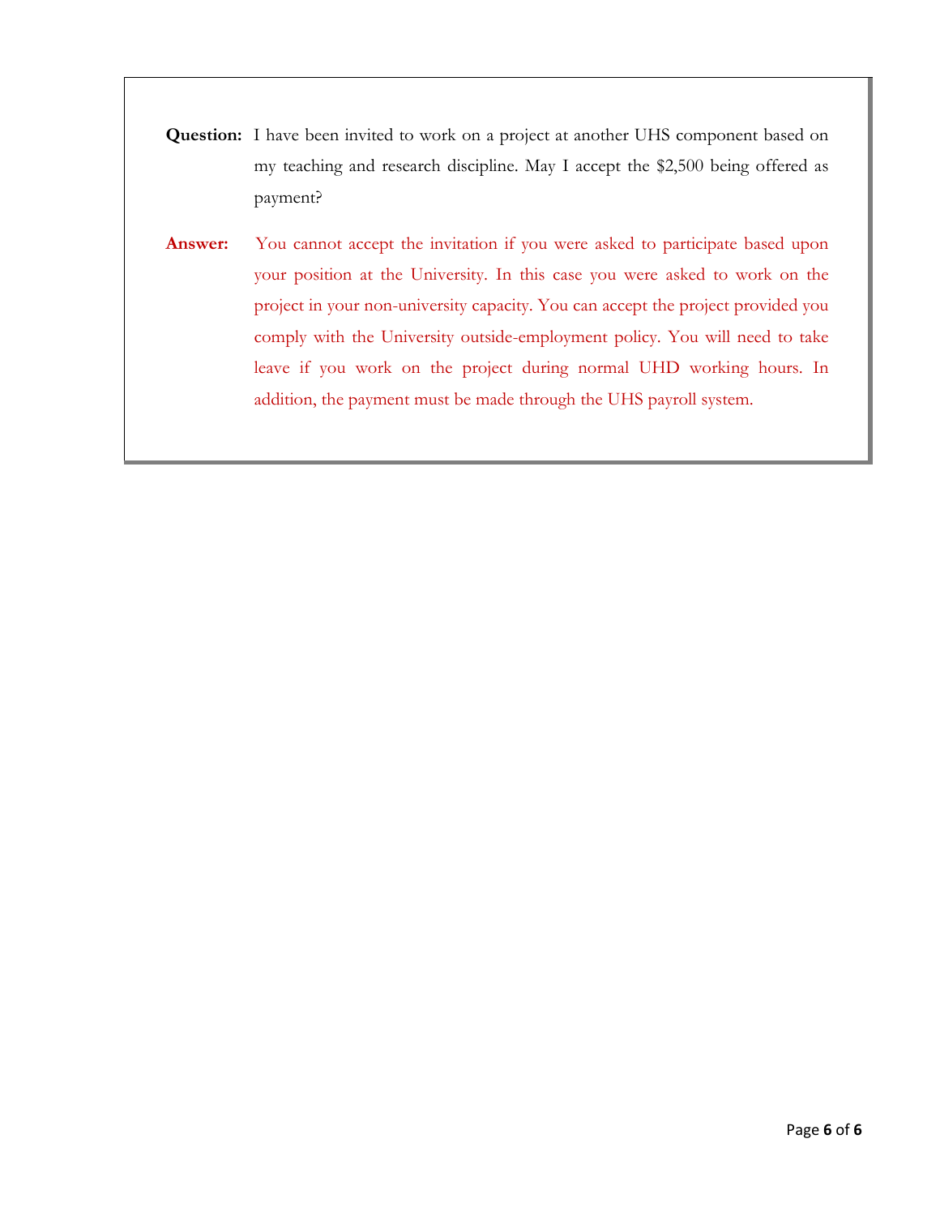**Question:** I have been invited to work on a project at another UHS component based on my teaching and research discipline. May I accept the $2,500 being offered as payment?

**Answer:** You cannot accept the invitation if you were asked to participate based upon your position at the University. In this case you were asked to work on the project in your non-university capacity. You can accept the project provided you comply with the University outside-employment policy. You will need to take leave if you work on the project during normal UHD working hours. In addition, the payment must be made through the UHS payroll system.